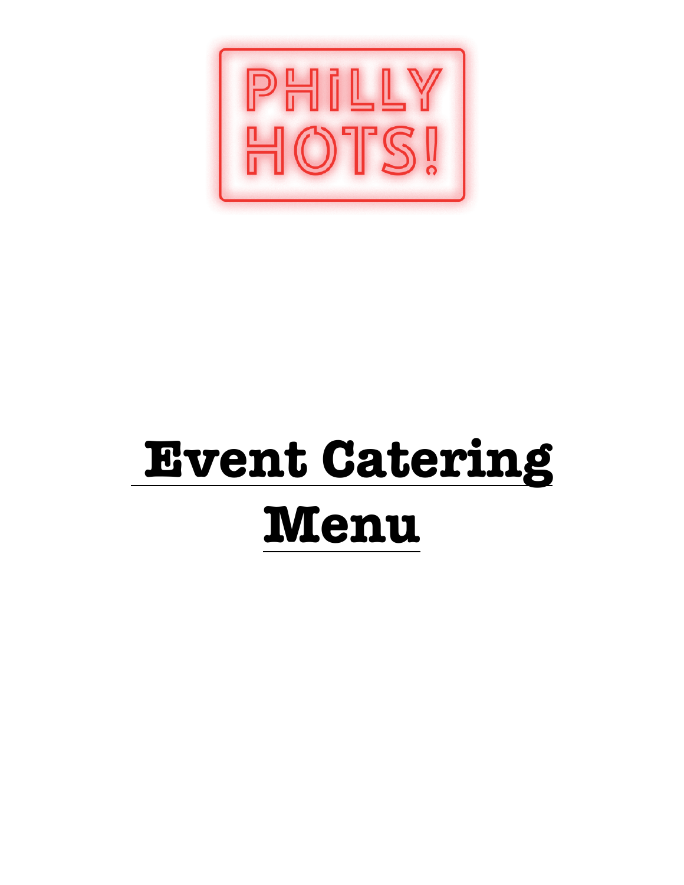PHILLY HOTS!

# Event Catering Menu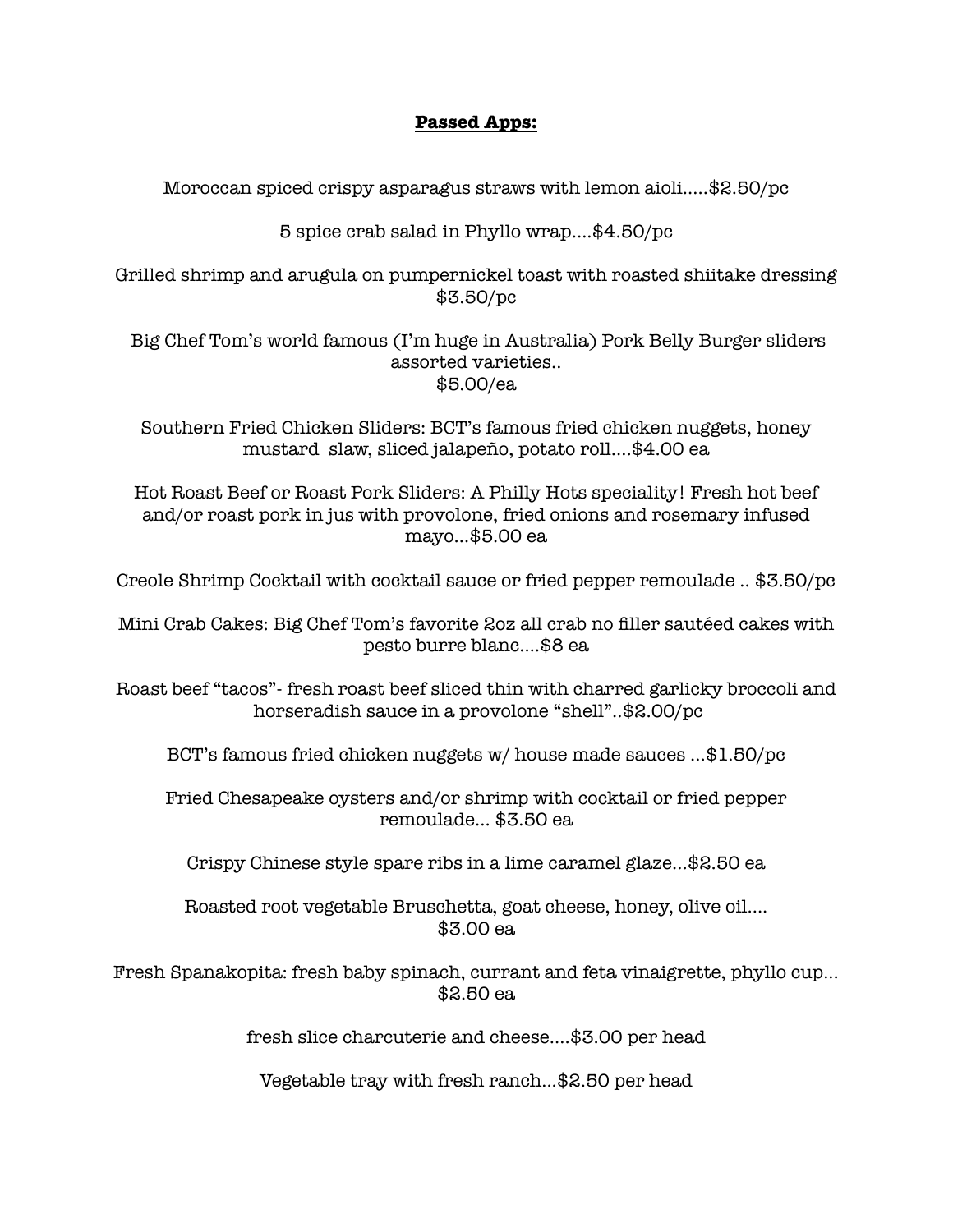**Passed Apps:**

Moroccan spiced crispy asparagus straws with lemon aioli.....$2.50/pc

5 spice crab salad in Phyllo wrap....$4.50/pc

Grilled shrimp and arugula on pumpernickel toast with roasted shiitake dressing
$3.50/pc

Big Chef Tom's world famous (I'm huge in Australia) Pork Belly Burger sliders assorted varieties..
$5.00/ea

Southern Fried Chicken Sliders: BCT's famous fried chicken nuggets, honey mustard slaw, sliced jalapeño, potato roll....$4.00 ea

Hot Roast Beef or Roast Pork Sliders: A Philly Hots speciality! Fresh hot beef and/or roast pork in jus with provolone, fried onions and rosemary infused mayo...$5.00 ea

Creole Shrimp Cocktail with cocktail sauce or fried pepper remoulade .. $3.50/pc

Mini Crab Cakes: Big Chef Tom's favorite 2oz all crab no filler sautéed cakes with pesto burre blanc....$8 ea

Roast beef "tacos"- fresh roast beef sliced thin with charred garlicky broccoli and horseradish sauce in a provolone "shell"..$2.00/pc

BCT's famous fried chicken nuggets w/ house made sauces ...$1.50/pc

Fried Chesapeake oysters and/or shrimp with cocktail or fried pepper remoulade... $3.50 ea

Crispy Chinese style spare ribs in a lime caramel glaze...$2.50 ea

Roasted root vegetable Bruschetta, goat cheese, honey, olive oil....
$3.00 ea

Fresh Spanakopita: fresh baby spinach, currant and feta vinaigrette, phyllo cup...
$2.50 ea

fresh slice charcuterie and cheese....$3.00 per head

Vegetable tray with fresh ranch...$2.50 per head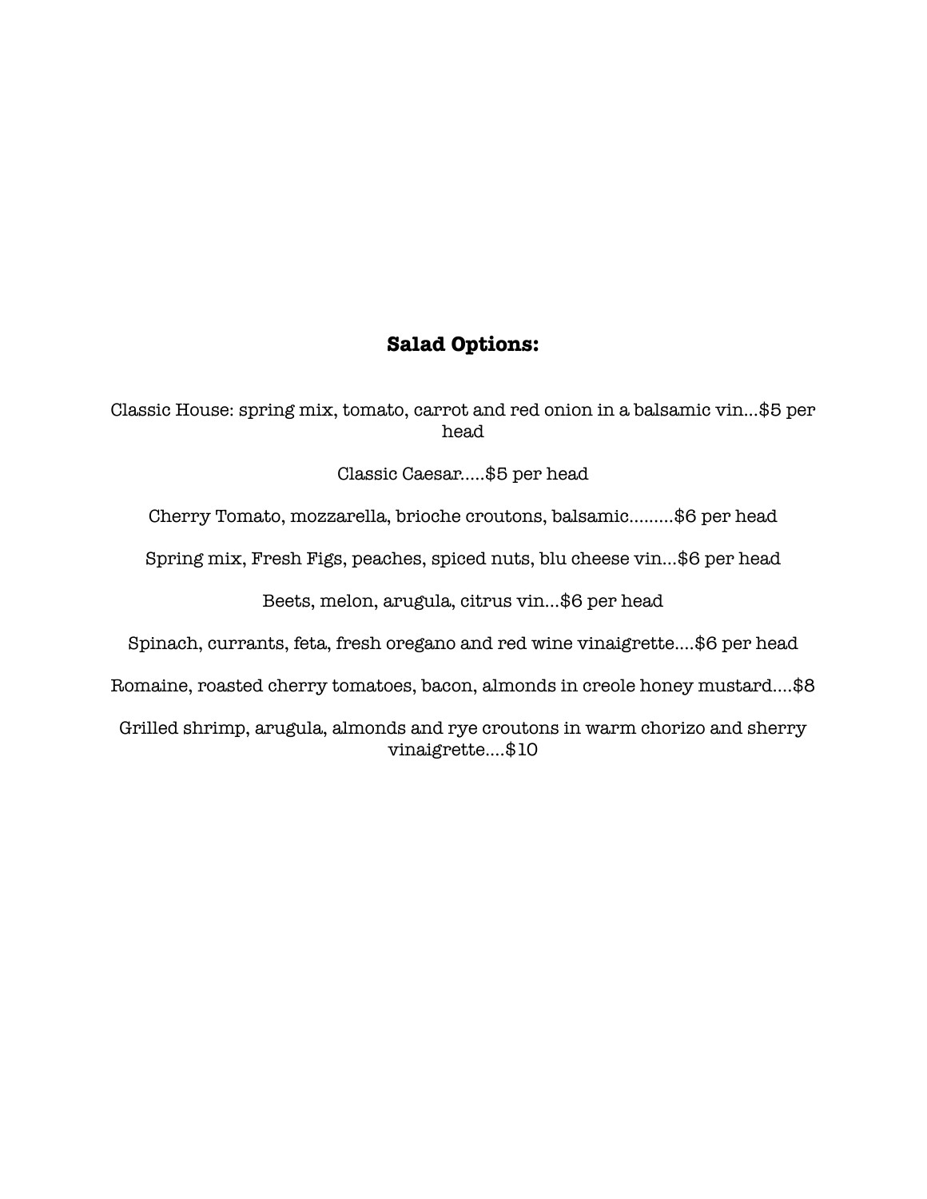## Salad Options:

Classic House: spring mix, tomato, carrot and red onion in a balsamic vin...$5 per head

Classic Caesar.....$5 per head

Cherry Tomato, mozzarella, brioche croutons, balsamic.........$6 per head

Spring mix, Fresh Figs, peaches, spiced nuts, blu cheese vin...$6 per head

Beets, melon, arugula, citrus vin...$6 per head

Spinach, currants, feta, fresh oregano and red wine vinaigrette....$6 per head

Romaine, roasted cherry tomatoes, bacon, almonds in creole honey mustard....$8

Grilled shrimp, arugula, almonds and rye croutons in warm chorizo and sherry vinaigrette....$10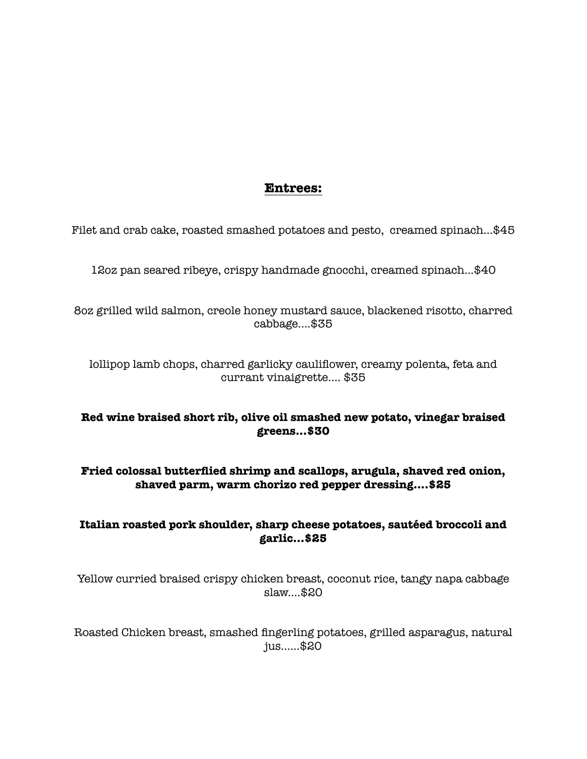## <u>Entrees:</u>

Filet and crab cake, roasted smashed potatoes and pesto, creamed spinach...$45

12oz pan seared ribeye, crispy handmade gnocchi, creamed spinach...$40

8oz grilled wild salmon, creole honey mustard sauce, blackened risotto, charred cabbage....$35

lollipop lamb chops, charred garlicky cauliflower, creamy polenta, feta and currant vinaigrette.... $35

**Red wine braised short rib, olive oil smashed new potato, vinegar braised greens...$30**

**Fried colossal butterflied shrimp and scallops, arugula, shaved red onion, shaved parm, warm chorizo red pepper dressing....$25**

**Italian roasted pork shoulder, sharp cheese potatoes, sautéed broccoli and garlic...$25**

Yellow curried braised crispy chicken breast, coconut rice, tangy napa cabbage slaw....$20

Roasted Chicken breast, smashed fingerling potatoes, grilled asparagus, natural jus......$20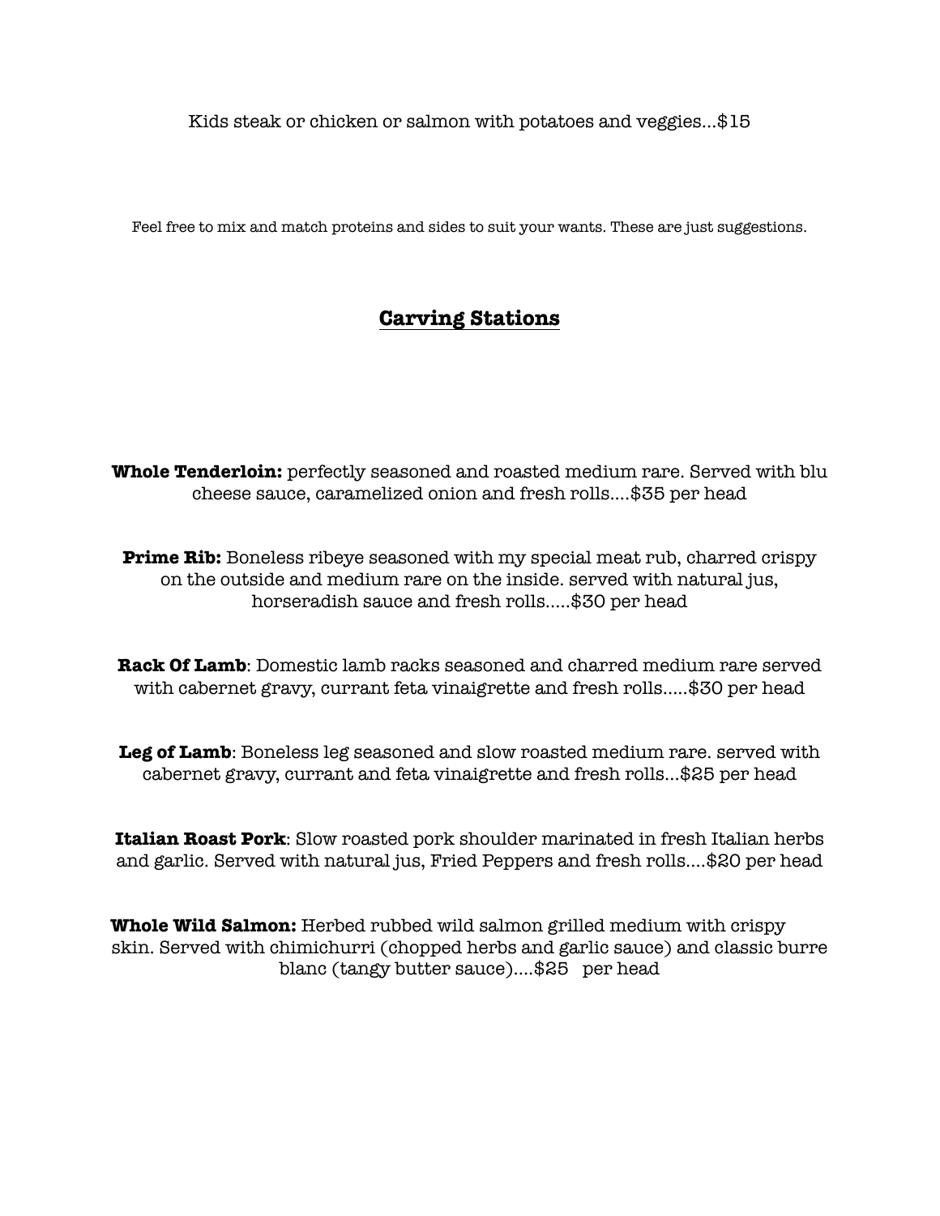Kids steak or chicken or salmon with potatoes and veggies…$15

Feel free to mix and match proteins and sides to suit your wants. These are just suggestions.

## Carving Stations

**Whole Tenderloin:** perfectly seasoned and roasted medium rare. Served with blu cheese sauce, caramelized onion and fresh rolls….$35 per head

**Prime Rib:** Boneless ribeye seasoned with my special meat rub, charred crispy on the outside and medium rare on the inside. served with natural jus, horseradish sauce and fresh rolls…..$30 per head

**Rack Of Lamb**: Domestic lamb racks seasoned and charred medium rare served with cabernet gravy, currant feta vinaigrette and fresh rolls…..$30 per head

**Leg of Lamb**: Boneless leg seasoned and slow roasted medium rare. served with cabernet gravy, currant and feta vinaigrette and fresh rolls…$25 per head

**Italian Roast Pork**: Slow roasted pork shoulder marinated in fresh Italian herbs and garlic. Served with natural jus, Fried Peppers and fresh rolls….$20 per head

**Whole Wild Salmon:** Herbed rubbed wild salmon grilled medium with crispy skin. Served with chimichurri (chopped herbs and garlic sauce) and classic burre blanc (tangy butter sauce)….$25 per head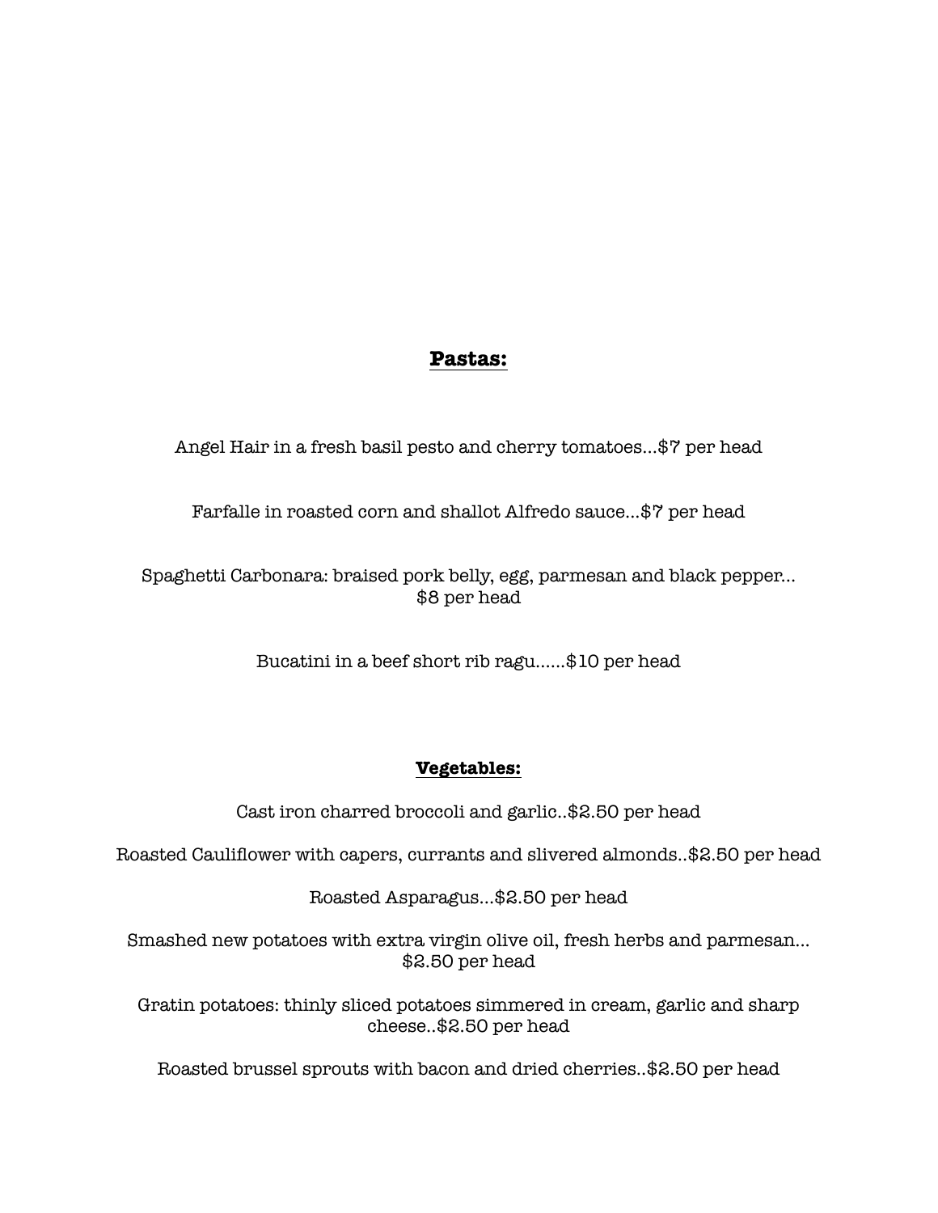## **Pastas:**

Angel Hair in a fresh basil pesto and cherry tomatoes…$7 per head

Farfalle in roasted corn and shallot Alfredo sauce…$7 per head

Spaghetti Carbonara: braised pork belly, egg, parmesan and black pepper…
$8 per head

Bucatini in a beef short rib ragu……$10 per head

## **Vegetables:**

Cast iron charred broccoli and garlic..$2.50 per head

Roasted Cauliflower with capers, currants and slivered almonds..$2.50 per head

Roasted Asparagus…$2.50 per head

Smashed new potatoes with extra virgin olive oil, fresh herbs and parmesan…
$2.50 per head

Gratin potatoes: thinly sliced potatoes simmered in cream, garlic and sharp cheese..$2.50 per head

Roasted brussel sprouts with bacon and dried cherries..$2.50 per head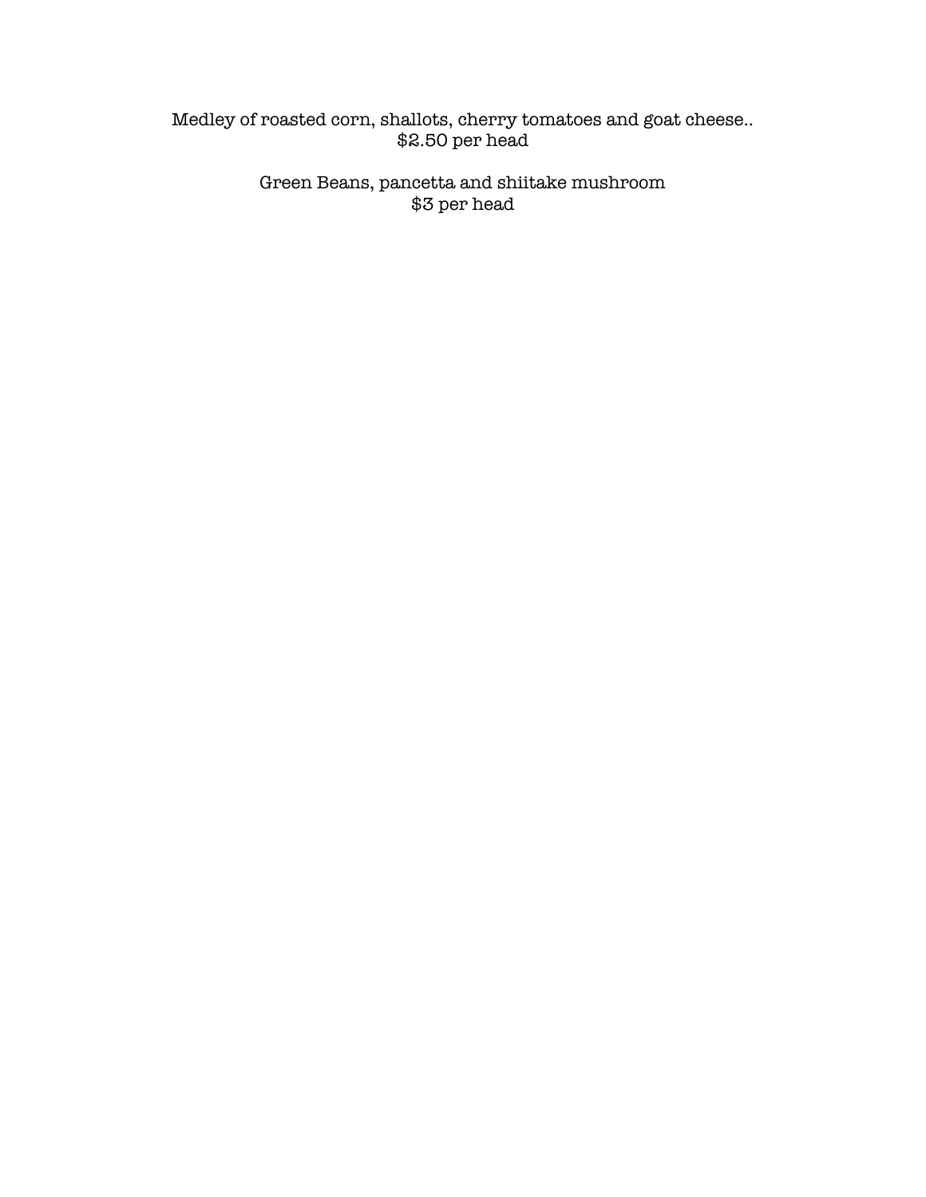Medley of roasted corn, shallots, cherry tomatoes and goat cheese..
$2.50 per head

Green Beans, pancetta and shiitake mushroom
$3 per head